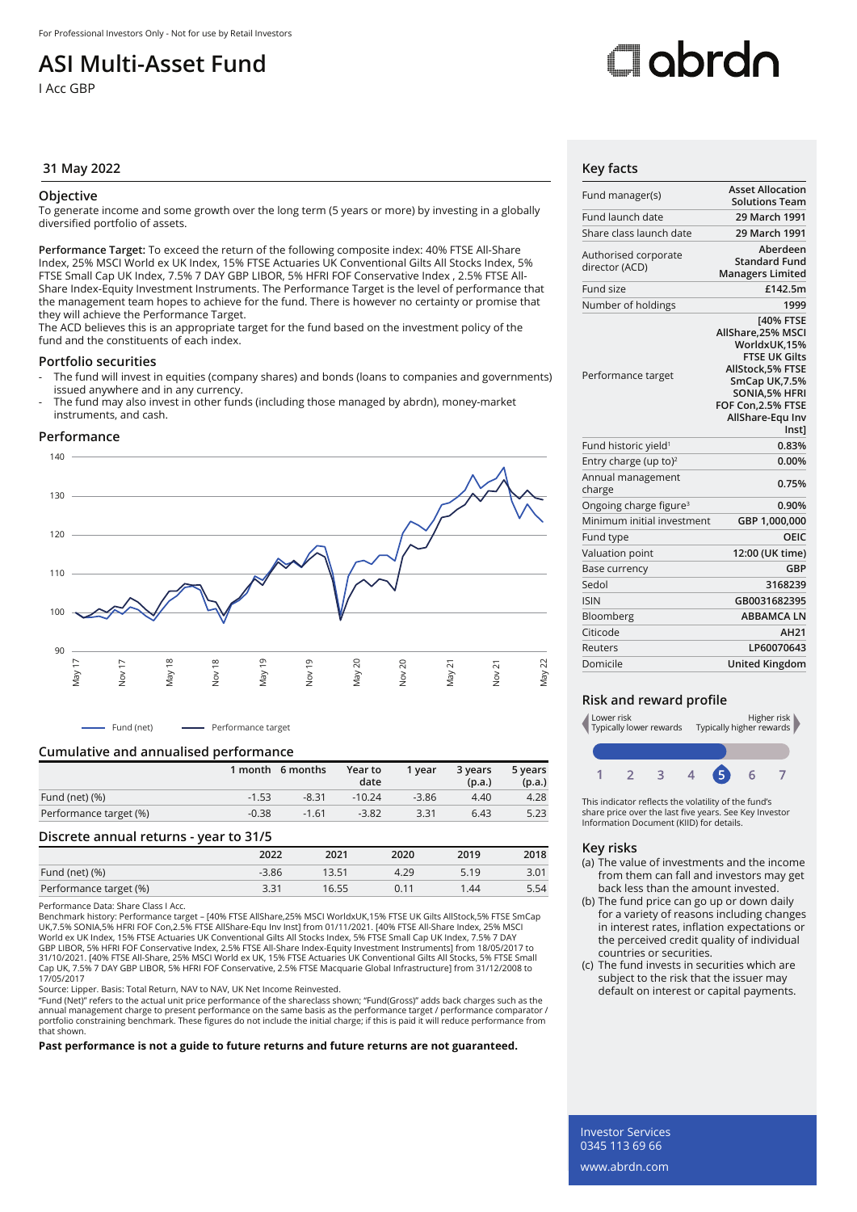For Professional Investors Only - Not for use by Retail Investors

# ASI Multi-Asset Fund

I Acc GBP

## 31 May 2022

### Objective

To generate income and some growth over the long term (5 years or more) by investing in a globally diversified portfolio of assets.

**Performance Target:** To exceed the return of the following composite index: 40% FTSE All-Share Index, 25% MSCI World ex UK Index, 15% FTSE Actuaries UK Conventional Gilts All Stocks Index, 5% FTSE Small Cap UK Index, 7.5% 7 DAY GBP LIBOR, 5% HFRI FOF Conservative Index , 2.5% FTSE All-Share Index-Equity Investment Instruments. The Performance Target is the level of performance that the management team hopes to achieve for the fund. There is however no certainty or promise that they will achieve the Performance Target.

The ACD believes this is an appropriate target for the fund based on the investment policy of the fund and the constituents of each index.

### Portfolio securities

- The fund will invest in equities (company shares) and bonds (loans to companies and governments) issued anywhere and in any currency.
- The fund may also invest in other funds (including those managed by abrdn), money-market instruments, and cash.

### Performance

Fund (net) — Performance target

### Cumulative and annualised performance

| | 1 month | 6 months | Year to date | 1 year | 3 years (p.a.) | 5 years (p.a.) |
|---|---|---|---|---|---|---|
| Fund (net) (%) | -1.53 | -8.31 | -10.24 | -3.86 | 4.40 | 4.28 |
| Performance target (%) | -0.38 | -1.61 | -3.82 | 3.31 | 6.43 | 5.23 |

### Discrete annual returns - year to 31/5

| | 2022 | 2021 | 2020 | 2019 | 2018 |
|---|---|---|---|---|---|
| Fund (net) (%) | -3.86 | 13.51 | 4.29 | 5.19 | 3.01 |
| Performance target (%) | 3.31 | 16.55 | 0.11 | 1.44 | 5.54 |

Performance Data: Share Class I Acc.

Benchmark history: Performance target – [40% FTSE AllShare,25% MSCI WorldxUK,15% FTSE UK Gilts AllStock,5% FTSE SmCap UK,7.5% SONIA,5% HFRI FOF Con,2.5% FTSE AllShare-Equ Inv Inst] from 01/11/2021. [40% FTSE All-Share Index, 25% MSCI World ex UK Index, 15% FTSE Actuaries UK Conventional Gilts All Stocks Index, 5% FTSE Small Cap UK Index, 7.5% 7 DAY GBP LIBOR, 5% HFRI FOF Conservative Index, 2.5% FTSE All-Share Index-Equity Investment Instruments] from 18/05/2017 to 31/10/2021. [40% FTSE All-Share, 25% MSCI World ex UK, 15% FTSE Actuaries UK Conventional Gilts All Stocks, 5% FTSE Small Cap UK, 7.5% 7 DAY GBP LIBOR, 5% HFRI FOF Conservative, 2.5% FTSE Macquarie Global Infrastructure] from 31/12/2008 to 17/05/2017

Source: Lipper. Basis: Total Return, NAV to NAV, UK Net Income Reinvested.

"Fund (Net)" refers to the actual unit price performance of the shareclass shown; "Fund(Gross)" adds back charges such as the annual management charge to present performance on the same basis as the performance target / performance comparator / portfolio constraining benchmark. These figures do not include the initial charge; if this is paid it will reduce performance from that shown.

**Past performance is not a guide to future returns and future returns are not guaranteed.**

## Key facts

| | |
|---|---|
| Fund manager(s) | Asset Allocation Solutions Team |
| Fund launch date | 29 March 1991 |
| Share class launch date | 29 March 1991 |
| Authorised corporate director (ACD) | Aberdeen Standard Fund Managers Limited |
| Fund size | £142.5m |
| Number of holdings | 1999 |
| Performance target | [40% FTSE AllShare,25% MSCI WorldxUK,15% FTSE UK Gilts AllStock,5% FTSE SmCap UK,7.5% SONIA,5% HFRI FOF Con,2.5% FTSE AllShare-Equ Inv Inst] |
| Fund historic yield[1] | 0.83% |
| Entry charge (up to)[2] | 0.00% |
| Annual management charge | 0.75% |
| Ongoing charge figure[3] | 0.90% |
| Minimum initial investment | GBP 1,000,000 |
| Fund type | OEIC |
| Valuation point | 12:00 (UK time) |
| Base currency | GBP |
| Sedol | 3168239 |
| ISIN | GB0031682395 |
| Bloomberg | ABBAMCA LN |
| Citicode | AH21 |
| Reuters | LP60070643 |
| Domicile | United Kingdom |

## Risk and reward profile

Lower risk — Typically lower rewards | Higher risk — Typically higher rewards

1 2 3 4 **5** 6 7

This indicator reflects the volatility of the fund's share price over the last five years. See Key Investor Information Document (KIID) for details.

## Key risks

(a) The value of investments and the income from them can fall and investors may get back less than the amount invested.

(b) The fund price can go up or down daily for a variety of reasons including changes in interest rates, inflation expectations or the perceived credit quality of individual countries or securities.

(c) The fund invests in securities which are subject to the risk that the issuer may default on interest or capital payments.

Investor Services
0345 113 69 66
www.abrdn.com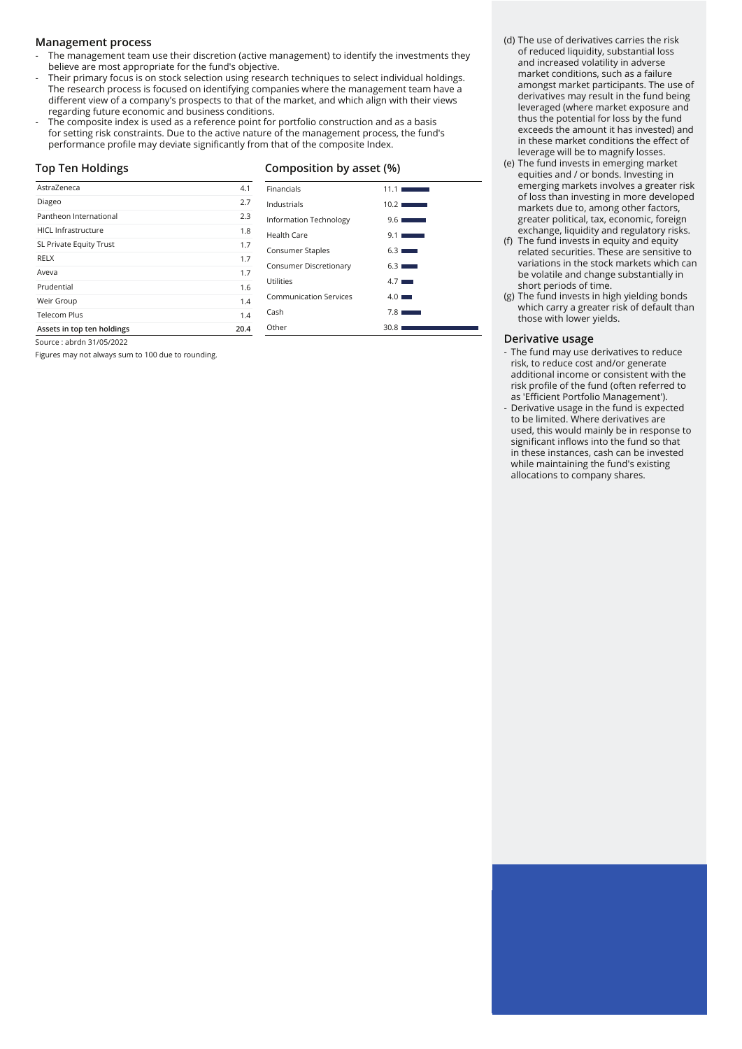## Management process

- The management team use their discretion (active management) to identify the investments they believe are most appropriate for the fund's objective.
- Their primary focus is on stock selection using research techniques to select individual holdings. The research process is focused on identifying companies where the management team have a different view of a company's prospects to that of the market, and which align with their views regarding future economic and business conditions.
- The composite index is used as a reference point for portfolio construction and as a basis for setting risk constraints. Due to the active nature of the management process, the fund's performance profile may deviate significantly from that of the composite Index.

## Top Ten Holdings

| | |
|---|---|
| AstraZeneca | 4.1 |
| Diageo | 2.7 |
| Pantheon International | 2.3 |
| HICL Infrastructure | 1.8 |
| SL Private Equity Trust | 1.7 |
| RELX | 1.7 |
| Aveva | 1.7 |
| Prudential | 1.6 |
| Weir Group | 1.4 |
| Telecom Plus | 1.4 |
| **Assets in top ten holdings** | **20.4** |

Source : abrdn 31/05/2022

Figures may not always sum to 100 due to rounding.

## Composition by asset (%)

| | |
|---|---|
| Financials | 11.1 |
| Industrials | 10.2 |
| Information Technology | 9.6 |
| Health Care | 9.1 |
| Consumer Staples | 6.3 |
| Consumer Discretionary | 6.3 |
| Utilities | 4.7 |
| Communication Services | 4.0 |
| Cash | 7.8 |
| Other | 30.8 |

(d) The use of derivatives carries the risk of reduced liquidity, substantial loss and increased volatility in adverse market conditions, such as a failure amongst market participants. The use of derivatives may result in the fund being leveraged (where market exposure and thus the potential for loss by the fund exceeds the amount it has invested) and in these market conditions the effect of leverage will be to magnify losses.

(e) The fund invests in emerging market equities and / or bonds. Investing in emerging markets involves a greater risk of loss than investing in more developed markets due to, among other factors, greater political, tax, economic, foreign exchange, liquidity and regulatory risks.

(f) The fund invests in equity and equity related securities. These are sensitive to variations in the stock markets which can be volatile and change substantially in short periods of time.

(g) The fund invests in high yielding bonds which carry a greater risk of default than those with lower yields.

## Derivative usage

- The fund may use derivatives to reduce risk, to reduce cost and/or generate additional income or consistent with the risk profile of the fund (often referred to as 'Efficient Portfolio Management').
- Derivative usage in the fund is expected to be limited. Where derivatives are used, this would mainly be in response to significant inflows into the fund so that in these instances, cash can be invested while maintaining the fund's existing allocations to company shares.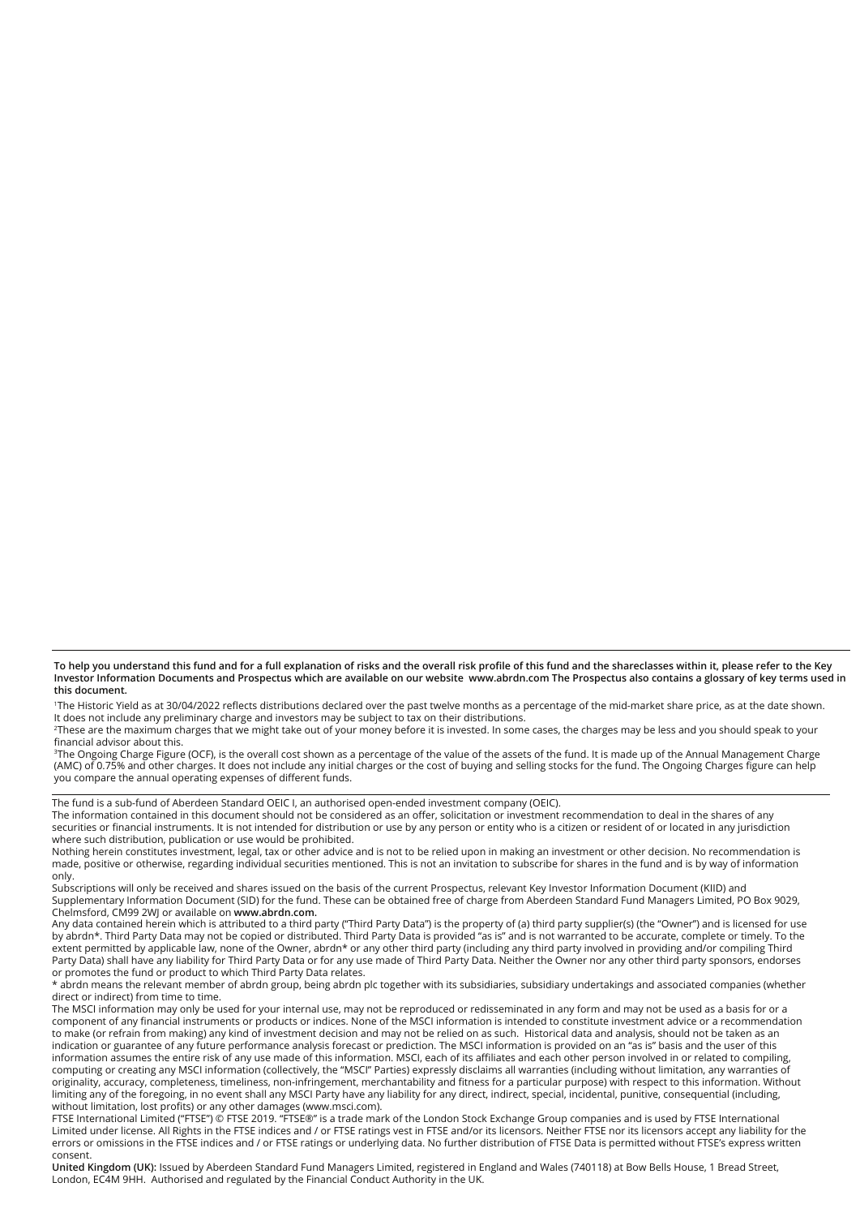**To help you understand this fund and for a full explanation of risks and the overall risk profile of this fund and the shareclasses within it, please refer to the Key Investor Information Documents and Prospectus which are available on our website www.abrdn.com The Prospectus also contains a glossary of key terms used in this document.**

[1]The Historic Yield as at 30/04/2022 reflects distributions declared over the past twelve months as a percentage of the mid-market share price, as at the date shown. It does not include any preliminary charge and investors may be subject to tax on their distributions.

[2]These are the maximum charges that we might take out of your money before it is invested. In some cases, the charges may be less and you should speak to your financial advisor about this.

[3]The Ongoing Charge Figure (OCF), is the overall cost shown as a percentage of the value of the assets of the fund. It is made up of the Annual Management Charge (AMC) of 0.75% and other charges. It does not include any initial charges or the cost of buying and selling stocks for the fund. The Ongoing Charges figure can help you compare the annual operating expenses of different funds.

The fund is a sub-fund of Aberdeen Standard OEIC I, an authorised open-ended investment company (OEIC).

The information contained in this document should not be considered as an offer, solicitation or investment recommendation to deal in the shares of any securities or financial instruments. It is not intended for distribution or use by any person or entity who is a citizen or resident of or located in any jurisdiction where such distribution, publication or use would be prohibited.

Nothing herein constitutes investment, legal, tax or other advice and is not to be relied upon in making an investment or other decision. No recommendation is made, positive or otherwise, regarding individual securities mentioned. This is not an invitation to subscribe for shares in the fund and is by way of information only.

Subscriptions will only be received and shares issued on the basis of the current Prospectus, relevant Key Investor Information Document (KIID) and Supplementary Information Document (SID) for the fund. These can be obtained free of charge from Aberdeen Standard Fund Managers Limited, PO Box 9029, Chelmsford, CM99 2WJ or available on **www.abrdn.com.**

Any data contained herein which is attributed to a third party ("Third Party Data") is the property of (a) third party supplier(s) (the "Owner") and is licensed for use by abrdn*. Third Party Data may not be copied or distributed. Third Party Data is provided "as is" and is not warranted to be accurate, complete or timely. To the extent permitted by applicable law, none of the Owner, abrdn* or any other third party (including any third party involved in providing and/or compiling Third Party Data) shall have any liability for Third Party Data or for any use made of Third Party Data. Neither the Owner nor any other third party sponsors, endorses or promotes the fund or product to which Third Party Data relates.

* abrdn means the relevant member of abrdn group, being abrdn plc together with its subsidiaries, subsidiary undertakings and associated companies (whether direct or indirect) from time to time.

The MSCI information may only be used for your internal use, may not be reproduced or redisseminated in any form and may not be used as a basis for or a component of any financial instruments or products or indices. None of the MSCI information is intended to constitute investment advice or a recommendation to make (or refrain from making) any kind of investment decision and may not be relied on as such. Historical data and analysis, should not be taken as an indication or guarantee of any future performance analysis forecast or prediction. The MSCI information is provided on an "as is" basis and the user of this information assumes the entire risk of any use made of this information. MSCI, each of its affiliates and each other person involved in or related to compiling, computing or creating any MSCI information (collectively, the "MSCI" Parties) expressly disclaims all warranties (including without limitation, any warranties of originality, accuracy, completeness, timeliness, non-infringement, merchantability and fitness for a particular purpose) with respect to this information. Without limiting any of the foregoing, in no event shall any MSCI Party have any liability for any direct, indirect, special, incidental, punitive, consequential (including, without limitation, lost profits) or any other damages (www.msci.com).

FTSE International Limited ("FTSE") © FTSE 2019. "FTSE®" is a trade mark of the London Stock Exchange Group companies and is used by FTSE International Limited under license. All Rights in the FTSE indices and / or FTSE ratings vest in FTSE and/or its licensors. Neither FTSE nor its licensors accept any liability for the errors or omissions in the FTSE indices and / or FTSE ratings or underlying data. No further distribution of FTSE Data is permitted without FTSE's express written consent.

**United Kingdom (UK):** Issued by Aberdeen Standard Fund Managers Limited, registered in England and Wales (740118) at Bow Bells House, 1 Bread Street, London, EC4M 9HH. Authorised and regulated by the Financial Conduct Authority in the UK.